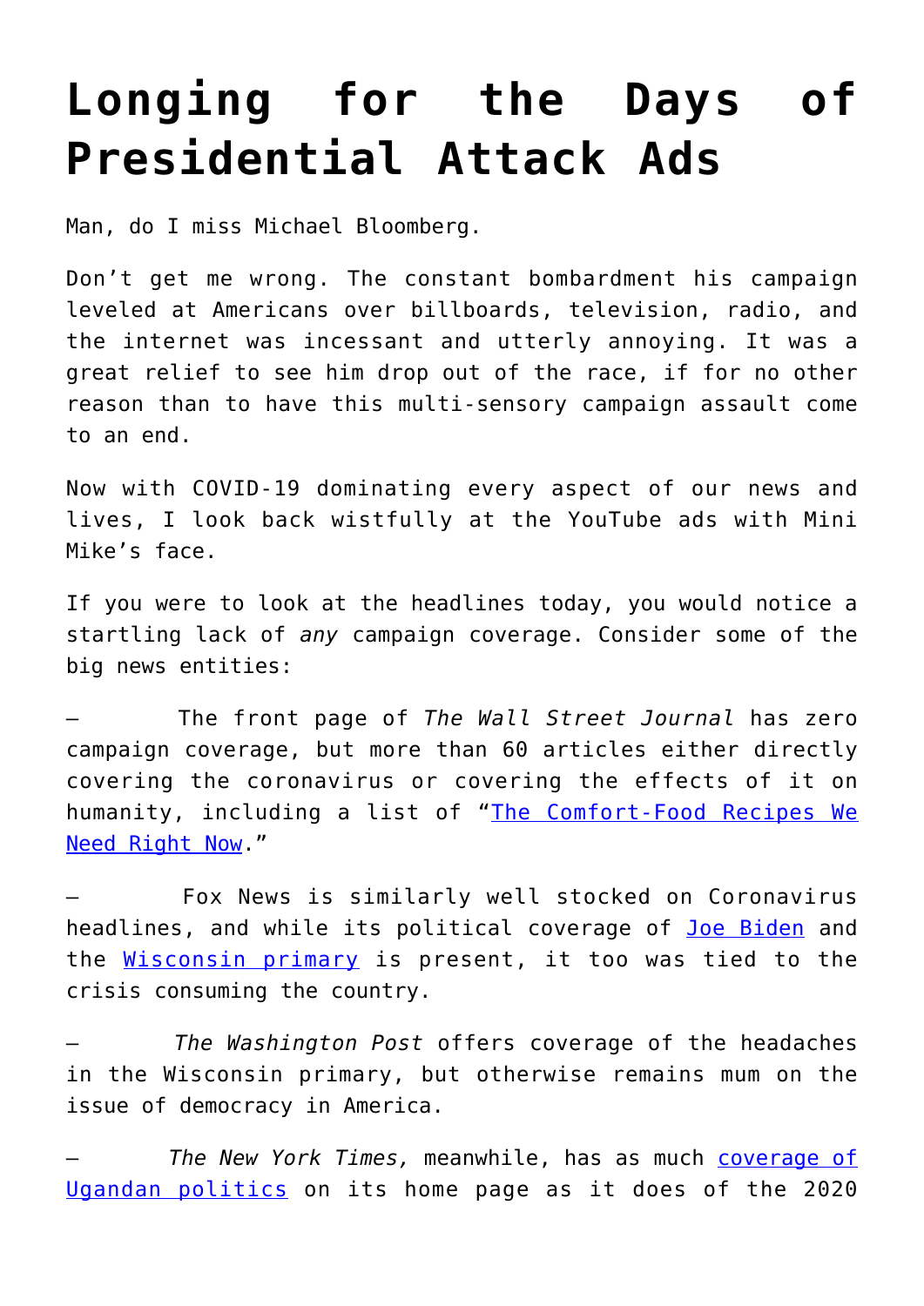# Longing for the Days of Presidential Attack Ads

Man, do I miss Michael Bloomberg.

Don't get me wrong. The constant bombardment his campaign leveled at Americans over billboards, television, radio, and the internet was incessant and utterly annoying. It was a great relief to see him drop out of the race, if for no other reason than to have this multi-sensory campaign assault come to an end.

Now with COVID-19 dominating every aspect of our news and lives, I look back wistfully at the YouTube ads with Mini Mike's face.

If you were to look at the headlines today, you would notice a startling lack of *any* campaign coverage. Consider some of the big news entities:

– The front page of *The Wall Street Journal* has zero campaign coverage, but more than 60 articles either directly covering the coronavirus or covering the effects of it on humanity, including a list of "The Comfort-Food Recipes We Need Right Now."

– Fox News is similarly well stocked on Coronavirus headlines, and while its political coverage of Joe Biden and the Wisconsin primary is present, it too was tied to the crisis consuming the country.

– *The Washington Post* offers coverage of the headaches in the Wisconsin primary, but otherwise remains mum on the issue of democracy in America.

– *The New York Times,* meanwhile, has as much coverage of Ugandan politics on its home page as it does of the 2020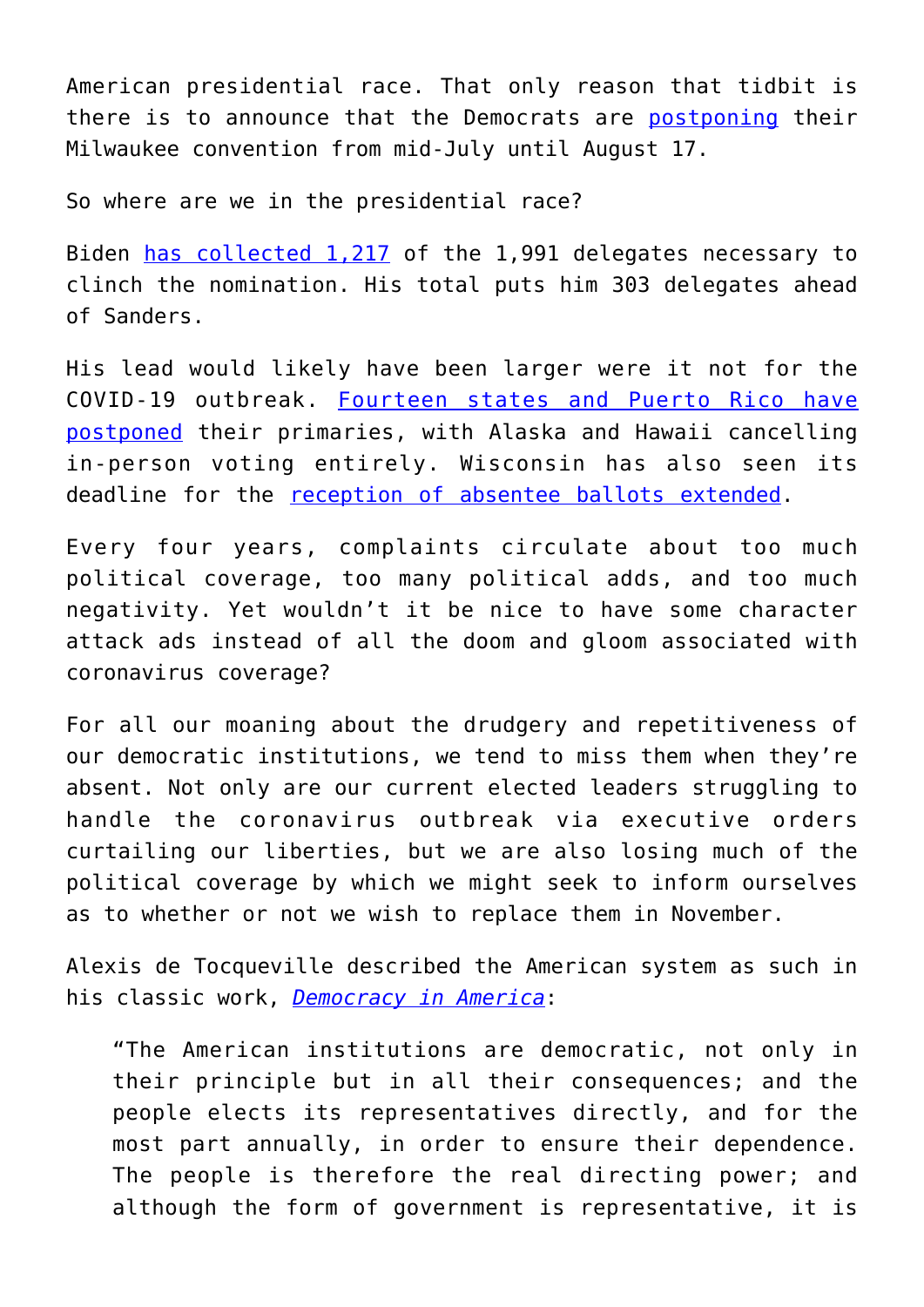American presidential race. That only reason that tidbit is there is to announce that the Democrats are postponing their Milwaukee convention from mid-July until August 17.

So where are we in the presidential race?

Biden has collected 1,217 of the 1,991 delegates necessary to clinch the nomination. His total puts him 303 delegates ahead of Sanders.

His lead would likely have been larger were it not for the COVID-19 outbreak. Fourteen states and Puerto Rico have postponed their primaries, with Alaska and Hawaii cancelling in-person voting entirely. Wisconsin has also seen its deadline for the reception of absentee ballots extended.

Every four years, complaints circulate about too much political coverage, too many political adds, and too much negativity. Yet wouldn't it be nice to have some character attack ads instead of all the doom and gloom associated with coronavirus coverage?

For all our moaning about the drudgery and repetitiveness of our democratic institutions, we tend to miss them when they're absent. Not only are our current elected leaders struggling to handle the coronavirus outbreak via executive orders curtailing our liberties, but we are also losing much of the political coverage by which we might seek to inform ourselves as to whether or not we wish to replace them in November.

Alexis de Tocqueville described the American system as such in his classic work, *Democracy in America*:

> "The American institutions are democratic, not only in their principle but in all their consequences; and the people elects its representatives directly, and for the most part annually, in order to ensure their dependence. The people is therefore the real directing power; and although the form of government is representative, it is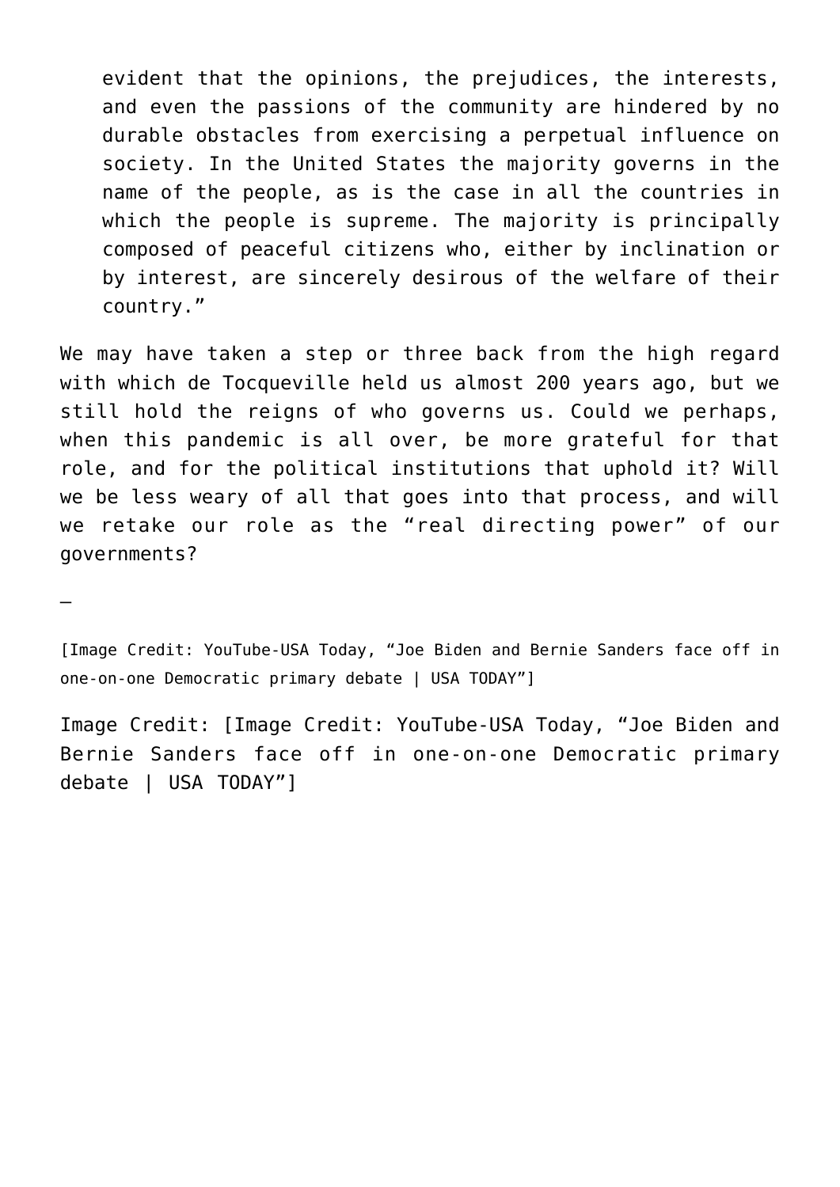> evident that the opinions, the prejudices, the interests, and even the passions of the community are hindered by no durable obstacles from exercising a perpetual influence on society. In the United States the majority governs in the name of the people, as is the case in all the countries in which the people is supreme. The majority is principally composed of peaceful citizens who, either by inclination or by interest, are sincerely desirous of the welfare of their country."

We may have taken a step or three back from the high regard with which de Tocqueville held us almost 200 years ago, but we still hold the reigns of who governs us. Could we perhaps, when this pandemic is all over, be more grateful for that role, and for the political institutions that uphold it? Will we be less weary of all that goes into that process, and will we retake our role as the "real directing power" of our governments?

—

[Image Credit: YouTube-USA Today, "Joe Biden and Bernie Sanders face off in one-on-one Democratic primary debate | USA TODAY"]

Image Credit: [Image Credit: YouTube-USA Today, "Joe Biden and Bernie Sanders face off in one-on-one Democratic primary debate | USA TODAY"]